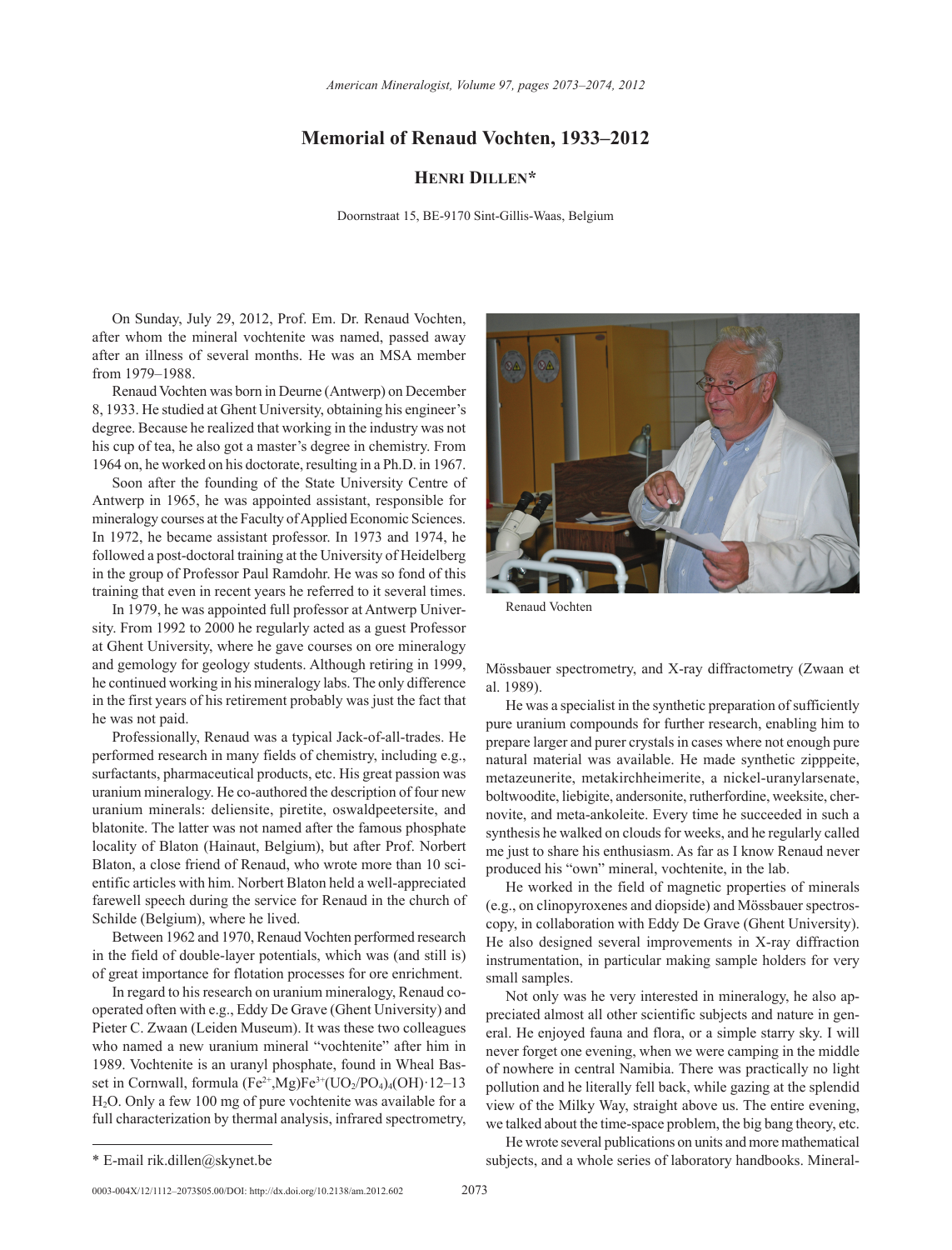# Memorial of Renaud Vochten, 1933–2012

**Henri Dillen***

Doornstraat 15, BE-9170 Sint-Gillis-Waas, Belgium

On Sunday, July 29, 2012, Prof. Em. Dr. Renaud Vochten, after whom the mineral vochtenite was named, passed away after an illness of several months. He was an MSA member from 1979–1988.

Renaud Vochten was born in Deurne (Antwerp) on December 8, 1933. He studied at Ghent University, obtaining his engineer's degree. Because he realized that working in the industry was not his cup of tea, he also got a master's degree in chemistry. From 1964 on, he worked on his doctorate, resulting in a Ph.D. in 1967.

Soon after the founding of the State University Centre of Antwerp in 1965, he was appointed assistant, responsible for mineralogy courses at the Faculty of Applied Economic Sciences. In 1972, he became assistant professor. In 1973 and 1974, he followed a post-doctoral training at the University of Heidelberg in the group of Professor Paul Ramdohr. He was so fond of this training that even in recent years he referred to it several times.

In 1979, he was appointed full professor at Antwerp University. From 1992 to 2000 he regularly acted as a guest Professor at Ghent University, where he gave courses on ore mineralogy and gemology for geology students. Although retiring in 1999, he continued working in his mineralogy labs. The only difference in the first years of his retirement probably was just the fact that he was not paid.

Professionally, Renaud was a typical Jack-of-all-trades. He performed research in many fields of chemistry, including e.g., surfactants, pharmaceutical products, etc. His great passion was uranium mineralogy. He co-authored the description of four new uranium minerals: deliensite, piretite, oswaldpeetersite, and blatonite. The latter was not named after the famous phosphate locality of Blaton (Hainaut, Belgium), but after Prof. Norbert Blaton, a close friend of Renaud, who wrote more than 10 scientific articles with him. Norbert Blaton held a well-appreciated farewell speech during the service for Renaud in the church of Schilde (Belgium), where he lived.

Between 1962 and 1970, Renaud Vochten performed research in the field of double-layer potentials, which was (and still is) of great importance for flotation processes for ore enrichment.

In regard to his research on uranium mineralogy, Renaud cooperated often with e.g., Eddy De Grave (Ghent University) and Pieter C. Zwaan (Leiden Museum). It was these two colleagues who named a new uranium mineral "vochtenite" after him in 1989. Vochtenite is an uranyl phosphate, found in Wheal Basset in Cornwall, formula $(Fe^{2+},Mg)Fe^{3+}(UO_2/PO_4)_4(OH)\cdot12–13\ H_2O$. Only a few 100 mg of pure vochtenite was available for a full characterization by thermal analysis, infrared spectrometry, Mössbauer spectrometry, and X-ray diffractometry (Zwaan et al. 1989).

Renaud Vochten

He was a specialist in the synthetic preparation of sufficiently pure uranium compounds for further research, enabling him to prepare larger and purer crystals in cases where not enough pure natural material was available. He made synthetic zipppeite, metazeunerite, metakirchheimerite, a nickel-uranylarsenate, boltwoodite, liebigite, andersonite, rutherfordine, weeksite, chernovite, and meta-ankoleite. Every time he succeeded in such a synthesis he walked on clouds for weeks, and he regularly called me just to share his enthusiasm. As far as I know Renaud never produced his "own" mineral, vochtenite, in the lab.

He worked in the field of magnetic properties of minerals (e.g., on clinopyroxenes and diopside) and Mössbauer spectroscopy, in collaboration with Eddy De Grave (Ghent University). He also designed several improvements in X-ray diffraction instrumentation, in particular making sample holders for very small samples.

Not only was he very interested in mineralogy, he also appreciated almost all other scientific subjects and nature in general. He enjoyed fauna and flora, or a simple starry sky. I will never forget one evening, when we were camping in the middle of nowhere in central Namibia. There was practically no light pollution and he literally fell back, while gazing at the splendid view of the Milky Way, straight above us. The entire evening, we talked about the time-space problem, the big bang theory, etc.

He wrote several publications on units and more mathematical subjects, and a whole series of laboratory handbooks. Mineral-

\* E-mail rik.dillen@skynet.be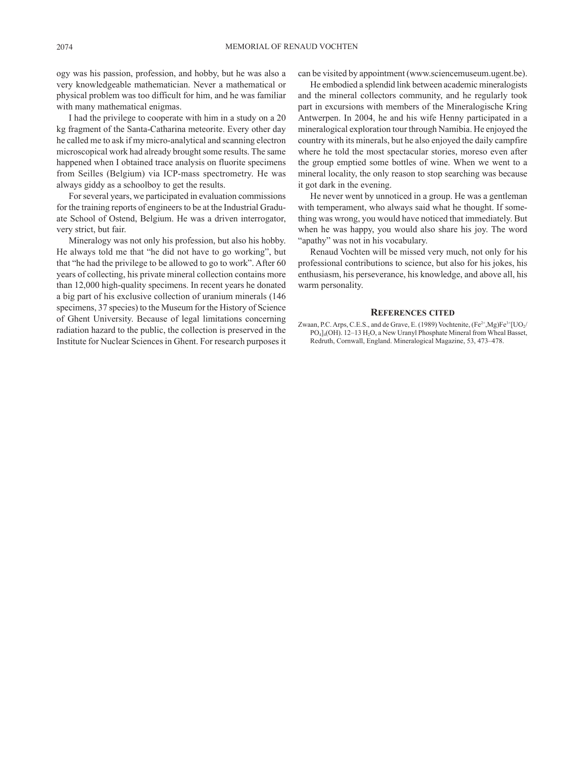ogy was his passion, profession, and hobby, but he was also a very knowledgeable mathematician. Never a mathematical or physical problem was too difficult for him, and he was familiar with many mathematical enigmas.

I had the privilege to cooperate with him in a study on a 20 kg fragment of the Santa-Catharina meteorite. Every other day he called me to ask if my micro-analytical and scanning electron microscopical work had already brought some results. The same happened when I obtained trace analysis on fluorite specimens from Seilles (Belgium) via ICP-mass spectrometry. He was always giddy as a schoolboy to get the results.

For several years, we participated in evaluation commissions for the training reports of engineers to be at the Industrial Graduate School of Ostend, Belgium. He was a driven interrogator, very strict, but fair.

Mineralogy was not only his profession, but also his hobby. He always told me that "he did not have to go working", but that "he had the privilege to be allowed to go to work". After 60 years of collecting, his private mineral collection contains more than 12,000 high-quality specimens. In recent years he donated a big part of his exclusive collection of uranium minerals (146 specimens, 37 species) to the Museum for the History of Science of Ghent University. Because of legal limitations concerning radiation hazard to the public, the collection is preserved in the Institute for Nuclear Sciences in Ghent. For research purposes it can be visited by appointment (www.sciencemuseum.ugent.be).

He embodied a splendid link between academic mineralogists and the mineral collectors community, and he regularly took part in excursions with members of the Mineralogische Kring Antwerpen. In 2004, he and his wife Henny participated in a mineralogical exploration tour through Namibia. He enjoyed the country with its minerals, but he also enjoyed the daily campfire where he told the most spectacular stories, moreso even after the group emptied some bottles of wine. When we went to a mineral locality, the only reason to stop searching was because it got dark in the evening.

He never went by unnoticed in a group. He was a gentleman with temperament, who always said what he thought. If something was wrong, you would have noticed that immediately. But when he was happy, you would also share his joy. The word "apathy" was not in his vocabulary.

Renaud Vochten will be missed very much, not only for his professional contributions to science, but also for his jokes, his enthusiasm, his perseverance, his knowledge, and above all, his warm personality.

## References cited

Zwaan, P.C. Arps, C.E.S., and de Grave, E. (1989) Vochtenite, $(Fe^{2+},Mg)Fe^{3+}[UO_2/PO_4]_4(OH)$. 12–13 $H_2O$, a New Uranyl Phosphate Mineral from Wheal Basset, Redruth, Cornwall, England. Mineralogical Magazine, 53, 473–478.